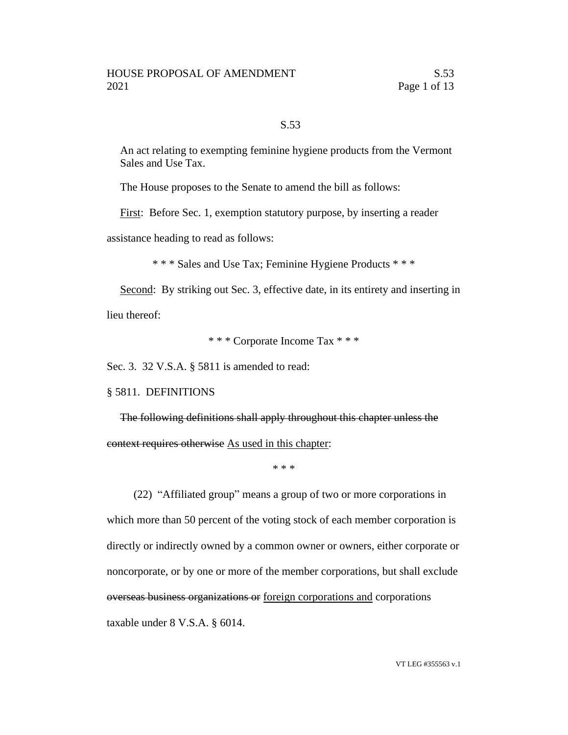S.53

An act relating to exempting feminine hygiene products from the Vermont Sales and Use Tax.

The House proposes to the Senate to amend the bill as follows:

<u>First</u>: Before Sec. 1, exemption statutory purpose, by inserting a reader assistance heading to read as follows:

\* \* \* Sales and Use Tax; Feminine Hygiene Products \* \* \*

<u>Second</u>: By striking out Sec. 3, effective date, in its entirety and inserting in lieu thereof:

\* \* \* Corporate Income Tax \* \* \*

Sec. 3. 32 V.S.A. § 5811 is amended to read:

§ 5811. DEFINITIONS

~~The following definitions shall apply throughout this chapter unless the context requires otherwise~~ <u>As used in this chapter</u>:

\* \* \*

(22) "Affiliated group" means a group of two or more corporations in which more than 50 percent of the voting stock of each member corporation is directly or indirectly owned by a common owner or owners, either corporate or noncorporate, or by one or more of the member corporations, but shall exclude ~~overseas business organizations or~~ <u>foreign corporations and</u> corporations taxable under 8 V.S.A. § 6014.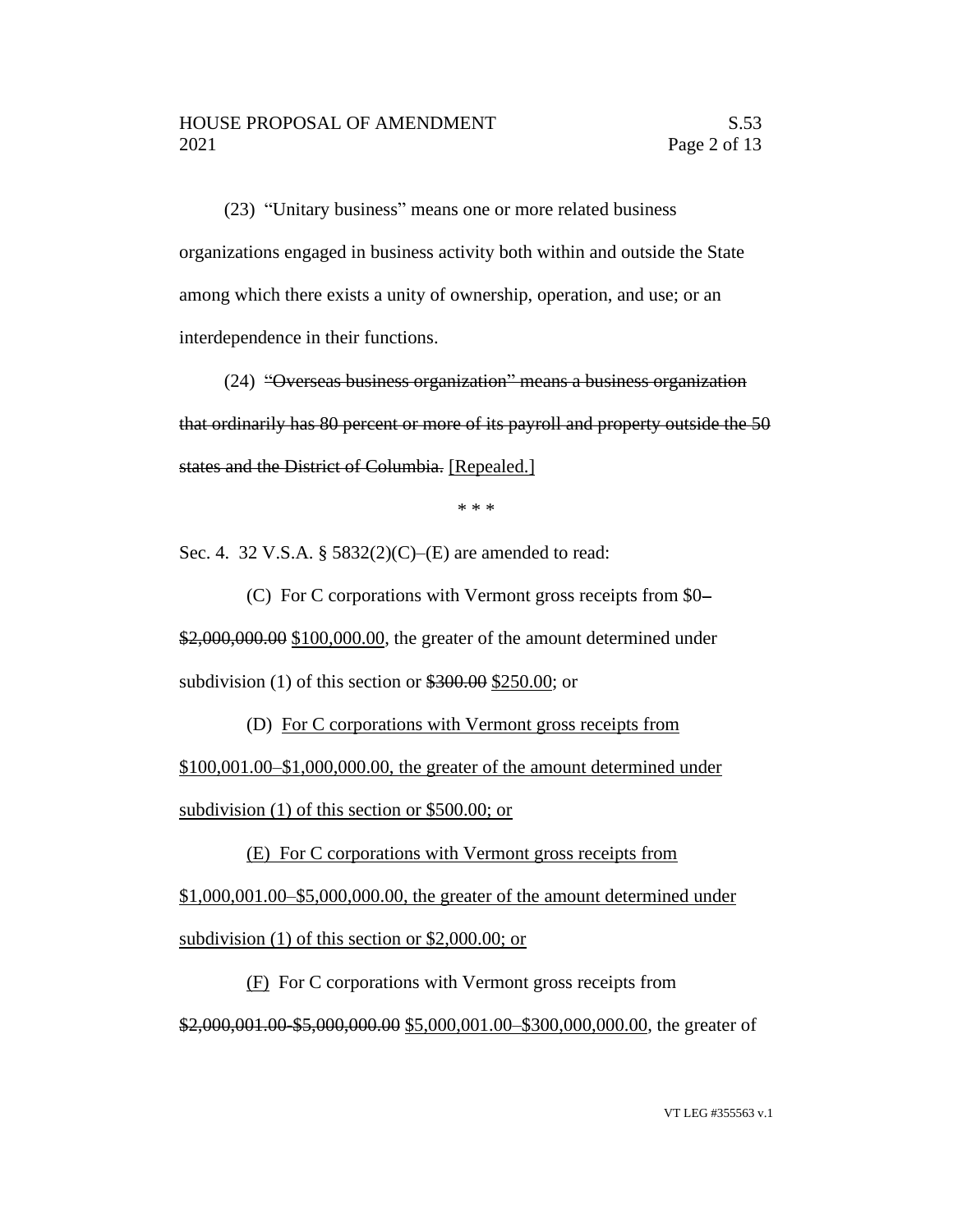(23) "Unitary business" means one or more related business organizations engaged in business activity both within and outside the State among which there exists a unity of ownership, operation, and use; or an interdependence in their functions.

(24) ~~"Overseas business organization" means a business organization that ordinarily has 80 percent or more of its payroll and property outside the 50 states and the District of Columbia.~~ <u>[Repealed.]</u>

\* \* \*

Sec. 4. 32 V.S.A. § 5832(2)(C)–(E) are amended to read:

(C) For C corporations with Vermont gross receipts from $0–~~$2,000,000.00~~ <u>$100,000.00</u>, the greater of the amount determined under subdivision (1) of this section or ~~$300.00~~ <u>$250.00</u>; or

(D) <u>For C corporations with Vermont gross receipts from $100,001.00–$1,000,000.00, the greater of the amount determined under subdivision (1) of this section or $500.00; or</u>

<u>(E) For C corporations with Vermont gross receipts from $1,000,001.00–$5,000,000.00, the greater of the amount determined under subdivision (1) of this section or $2,000.00; or</u>

<u>(F)</u> For C corporations with Vermont gross receipts from ~~$2,000,001.00-$5,000,000.00~~ <u>$5,000,001.00–$300,000,000.00</u>, the greater of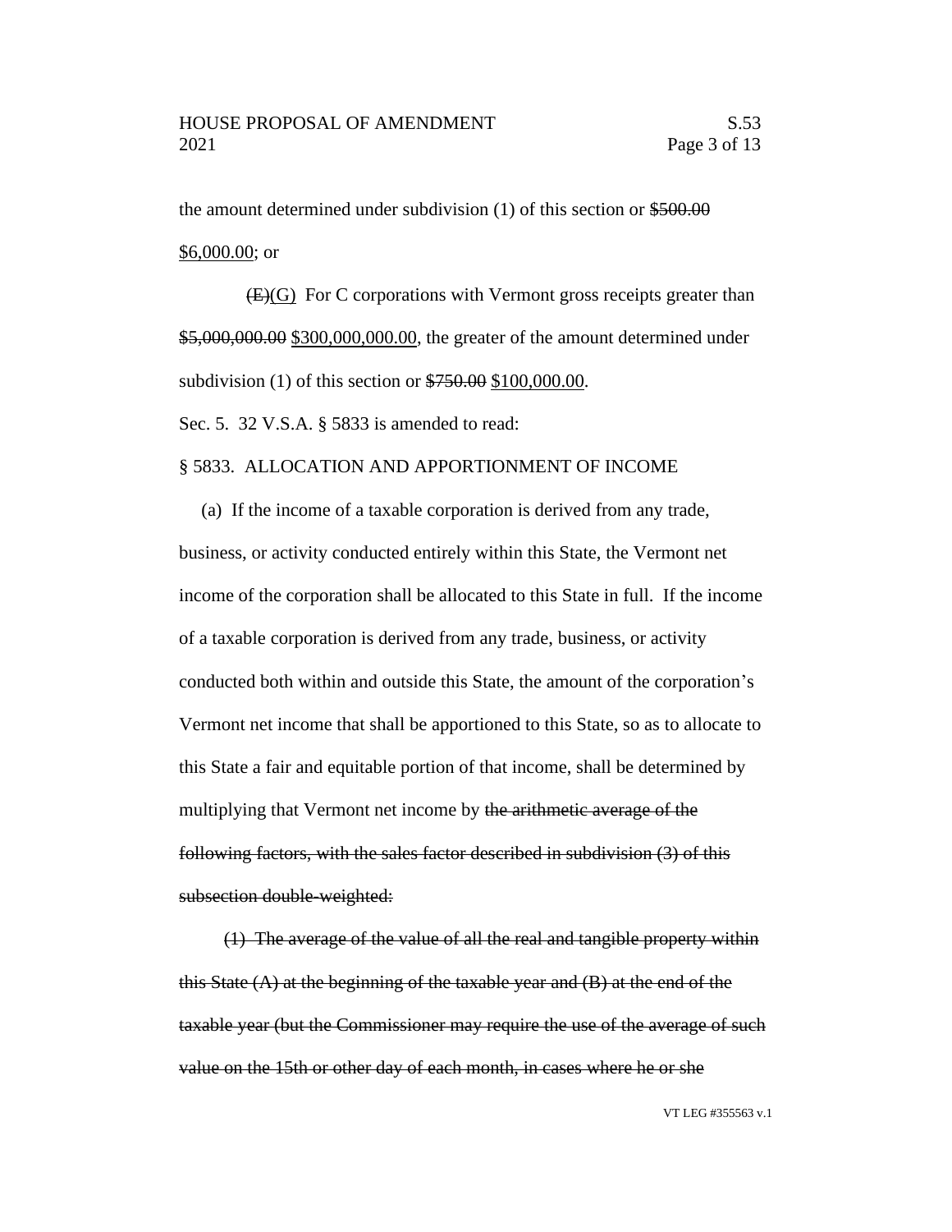the amount determined under subdivision (1) of this section or ~~$500.00~~ <u>$6,000.00</u>; or

~~(E)~~<u>(G)</u> For C corporations with Vermont gross receipts greater than ~~$5,000,000.00~~ <u>$300,000,000.00</u>, the greater of the amount determined under subdivision (1) of this section or ~~$750.00~~ <u>$100,000.00</u>.

Sec. 5. 32 V.S.A. § 5833 is amended to read:

§ 5833. ALLOCATION AND APPORTIONMENT OF INCOME

(a) If the income of a taxable corporation is derived from any trade, business, or activity conducted entirely within this State, the Vermont net income of the corporation shall be allocated to this State in full. If the income of a taxable corporation is derived from any trade, business, or activity conducted both within and outside this State, the amount of the corporation's Vermont net income that shall be apportioned to this State, so as to allocate to this State a fair and equitable portion of that income, shall be determined by multiplying that Vermont net income by ~~the arithmetic average of the following factors, with the sales factor described in subdivision (3) of this subsection double-weighted:~~

~~(1) The average of the value of all the real and tangible property within this State (A) at the beginning of the taxable year and (B) at the end of the taxable year (but the Commissioner may require the use of the average of such value on the 15th or other day of each month, in cases where he or she~~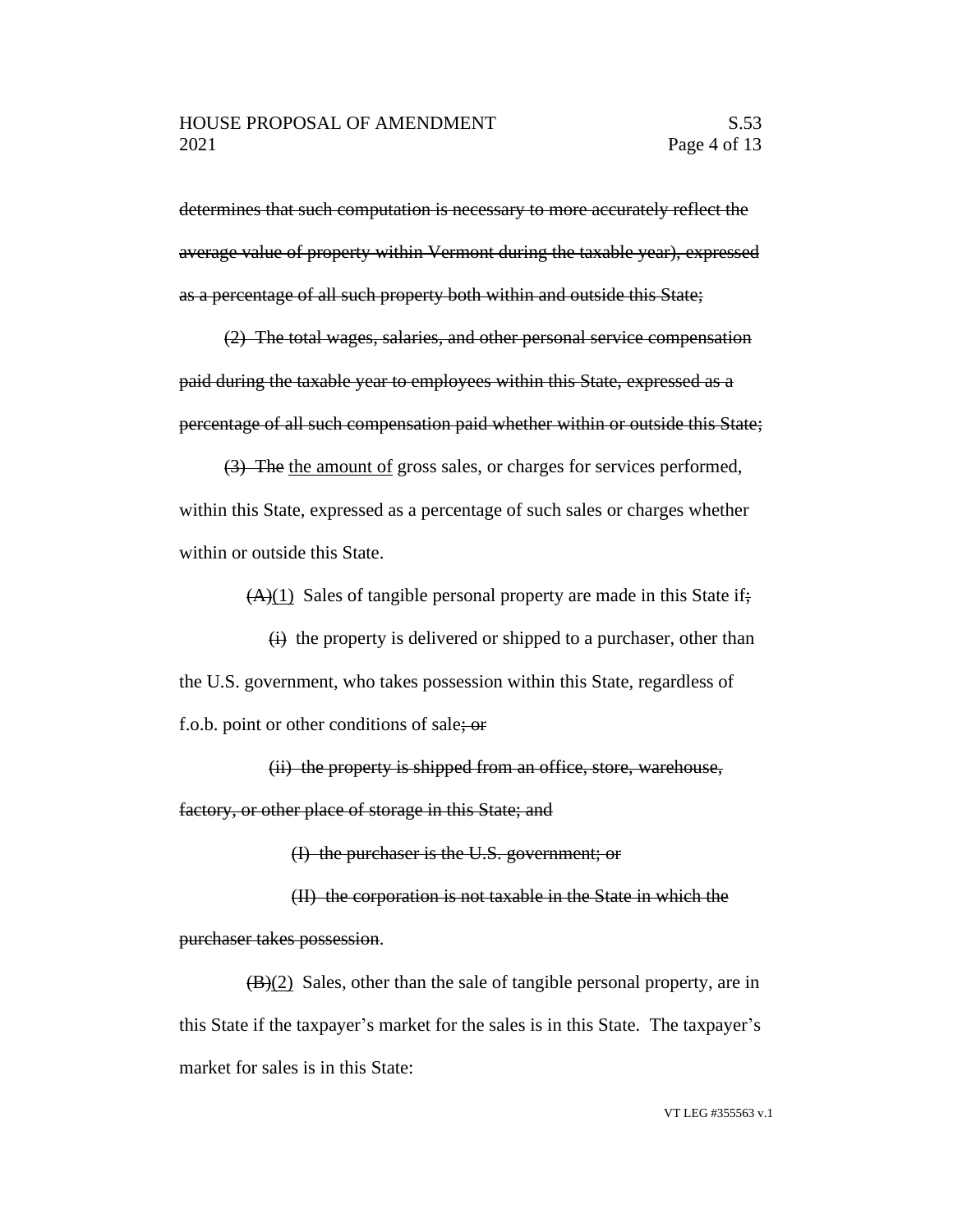~~determines that such computation is necessary to more accurately reflect the average value of property within Vermont during the taxable year), expressed as a percentage of all such property both within and outside this State;~~

~~(2) The total wages, salaries, and other personal service compensation paid during the taxable year to employees within this State, expressed as a percentage of all such compensation paid whether within or outside this State;~~

~~(3) The~~ <u>the amount of</u> gross sales, or charges for services performed, within this State, expressed as a percentage of such sales or charges whether within or outside this State.

~~(A)~~<u>(1)</u> Sales of tangible personal property are made in this State if~~:~~

~~(i)~~ the property is delivered or shipped to a purchaser, other than the U.S. government, who takes possession within this State, regardless of f.o.b. point or other conditions of sale~~; or~~

~~(ii) the property is shipped from an office, store, warehouse, factory, or other place of storage in this State; and~~

~~(I) the purchaser is the U.S. government; or~~

~~(II) the corporation is not taxable in the State in which the purchaser takes possession~~.

~~(B)~~<u>(2)</u> Sales, other than the sale of tangible personal property, are in this State if the taxpayer's market for the sales is in this State. The taxpayer's market for sales is in this State: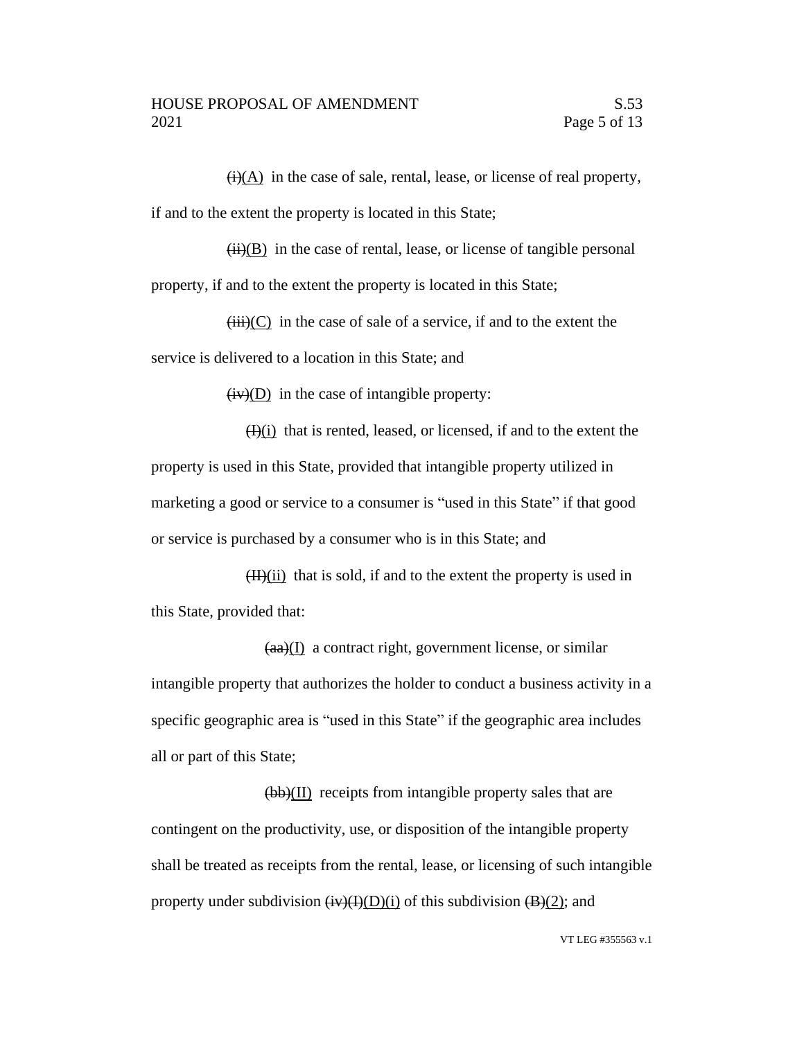~~(i)~~(A) in the case of sale, rental, lease, or license of real property, if and to the extent the property is located in this State;

~~(ii)~~(B) in the case of rental, lease, or license of tangible personal property, if and to the extent the property is located in this State;

~~(iii)~~(C) in the case of sale of a service, if and to the extent the service is delivered to a location in this State; and

~~(iv)~~(D) in the case of intangible property:

~~(I)~~(i) that is rented, leased, or licensed, if and to the extent the property is used in this State, provided that intangible property utilized in marketing a good or service to a consumer is "used in this State" if that good or service is purchased by a consumer who is in this State; and

~~(II)~~(ii) that is sold, if and to the extent the property is used in this State, provided that:

~~(aa)~~(I) a contract right, government license, or similar intangible property that authorizes the holder to conduct a business activity in a specific geographic area is "used in this State" if the geographic area includes all or part of this State;

~~(bb)~~(II) receipts from intangible property sales that are contingent on the productivity, use, or disposition of the intangible property shall be treated as receipts from the rental, lease, or licensing of such intangible property under subdivision ~~(iv)(I)~~(D)(i) of this subdivision ~~(B)~~(2); and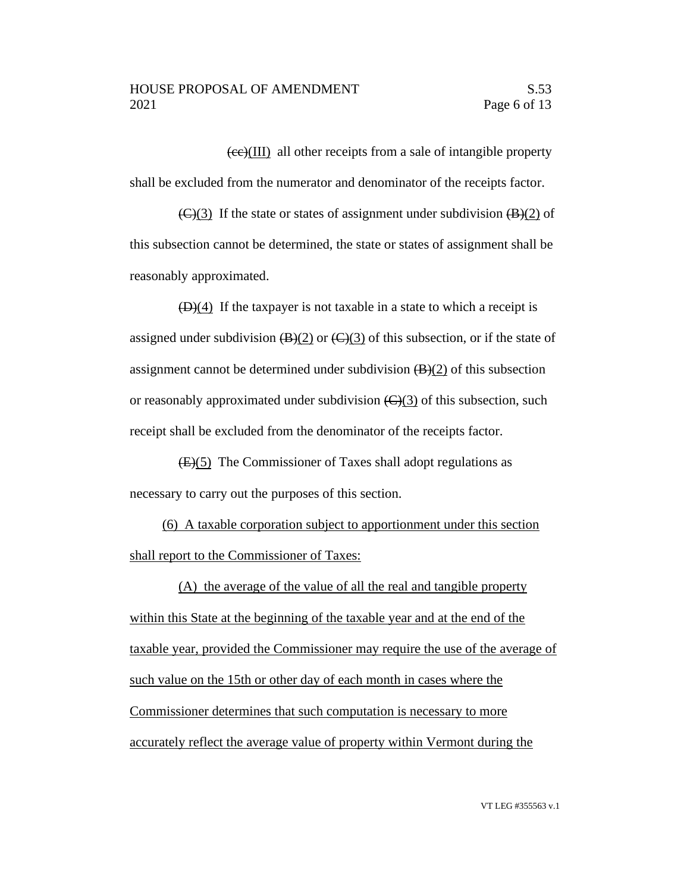~~(cc)~~(III) all other receipts from a sale of intangible property shall be excluded from the numerator and denominator of the receipts factor.

~~(C)~~(3) If the state or states of assignment under subdivision ~~(B)~~(2) of this subsection cannot be determined, the state or states of assignment shall be reasonably approximated.

~~(D)~~(4) If the taxpayer is not taxable in a state to which a receipt is assigned under subdivision ~~(B)~~(2) or ~~(C)~~(3) of this subsection, or if the state of assignment cannot be determined under subdivision ~~(B)~~(2) of this subsection or reasonably approximated under subdivision ~~(C)~~(3) of this subsection, such receipt shall be excluded from the denominator of the receipts factor.

~~(E)~~(5) The Commissioner of Taxes shall adopt regulations as necessary to carry out the purposes of this section.

<u>(6) A taxable corporation subject to apportionment under this section shall report to the Commissioner of Taxes:</u>

<u>(A) the average of the value of all the real and tangible property within this State at the beginning of the taxable year and at the end of the taxable year, provided the Commissioner may require the use of the average of such value on the 15th or other day of each month in cases where the Commissioner determines that such computation is necessary to more accurately reflect the average value of property within Vermont during the</u>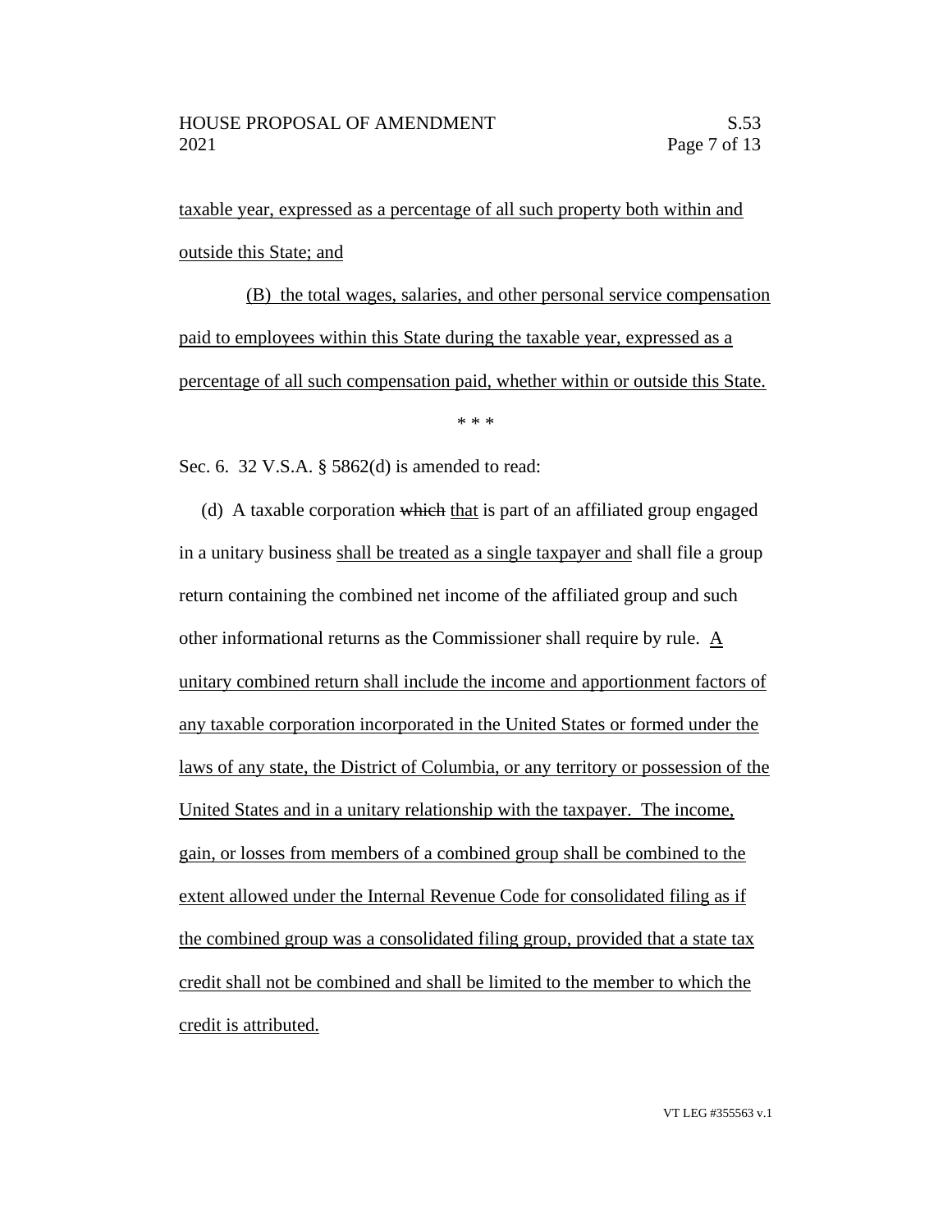taxable year, expressed as a percentage of all such property both within and outside this State; and

(B) the total wages, salaries, and other personal service compensation paid to employees within this State during the taxable year, expressed as a percentage of all such compensation paid, whether within or outside this State.

\* \* \*

Sec. 6. 32 V.S.A. § 5862(d) is amended to read:

(d) A taxable corporation ~~which~~ that is part of an affiliated group engaged in a unitary business shall be treated as a single taxpayer and shall file a group return containing the combined net income of the affiliated group and such other informational returns as the Commissioner shall require by rule. A unitary combined return shall include the income and apportionment factors of any taxable corporation incorporated in the United States or formed under the laws of any state, the District of Columbia, or any territory or possession of the United States and in a unitary relationship with the taxpayer. The income, gain, or losses from members of a combined group shall be combined to the extent allowed under the Internal Revenue Code for consolidated filing as if the combined group was a consolidated filing group, provided that a state tax credit shall not be combined and shall be limited to the member to which the credit is attributed.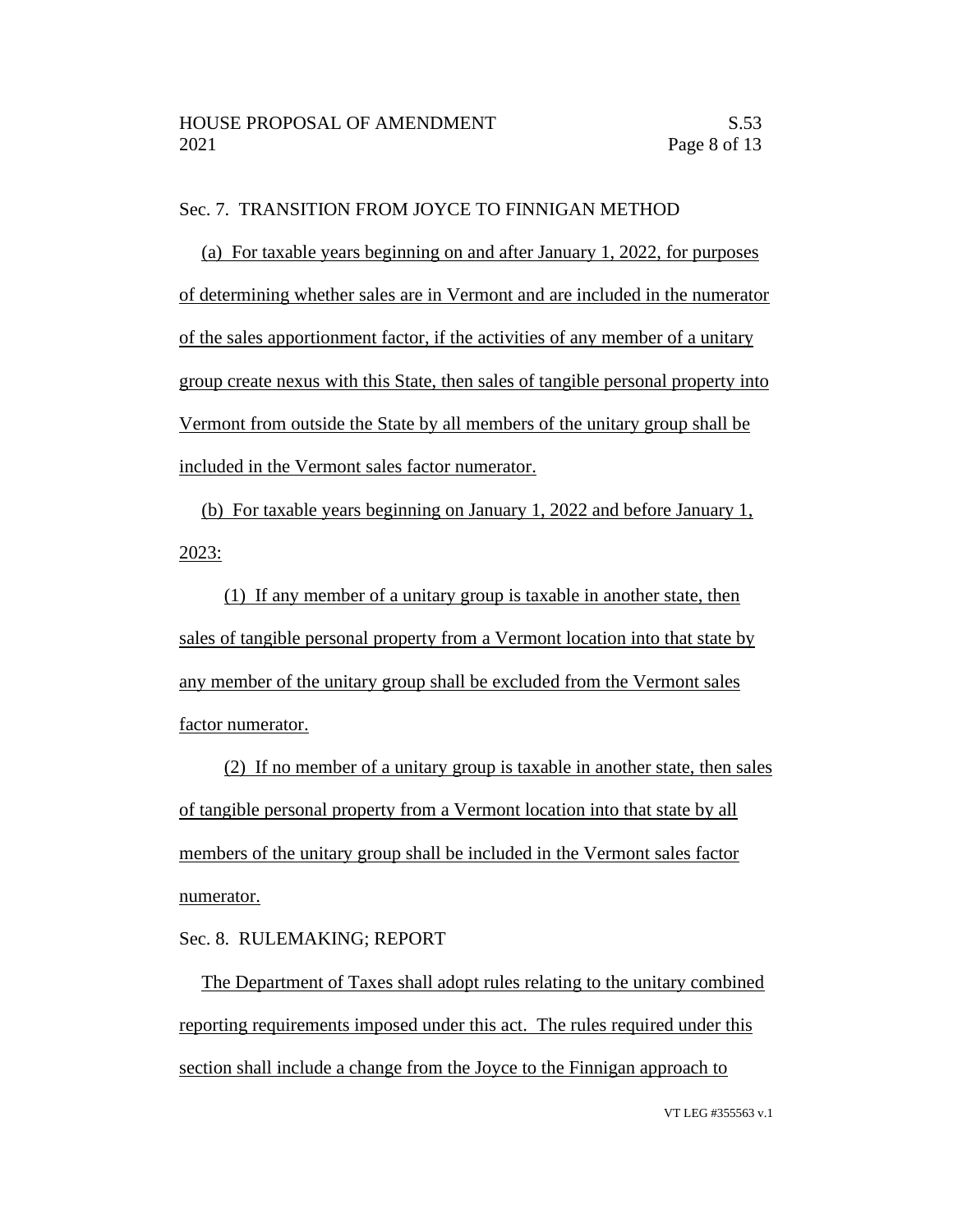Sec. 7. TRANSITION FROM JOYCE TO FINNIGAN METHOD

(a) For taxable years beginning on and after January 1, 2022, for purposes of determining whether sales are in Vermont and are included in the numerator of the sales apportionment factor, if the activities of any member of a unitary group create nexus with this State, then sales of tangible personal property into Vermont from outside the State by all members of the unitary group shall be included in the Vermont sales factor numerator.

(b) For taxable years beginning on January 1, 2022 and before January 1, 2023:

(1) If any member of a unitary group is taxable in another state, then sales of tangible personal property from a Vermont location into that state by any member of the unitary group shall be excluded from the Vermont sales factor numerator.

(2) If no member of a unitary group is taxable in another state, then sales of tangible personal property from a Vermont location into that state by all members of the unitary group shall be included in the Vermont sales factor numerator.

Sec. 8. RULEMAKING; REPORT

The Department of Taxes shall adopt rules relating to the unitary combined reporting requirements imposed under this act. The rules required under this section shall include a change from the Joyce to the Finnigan approach to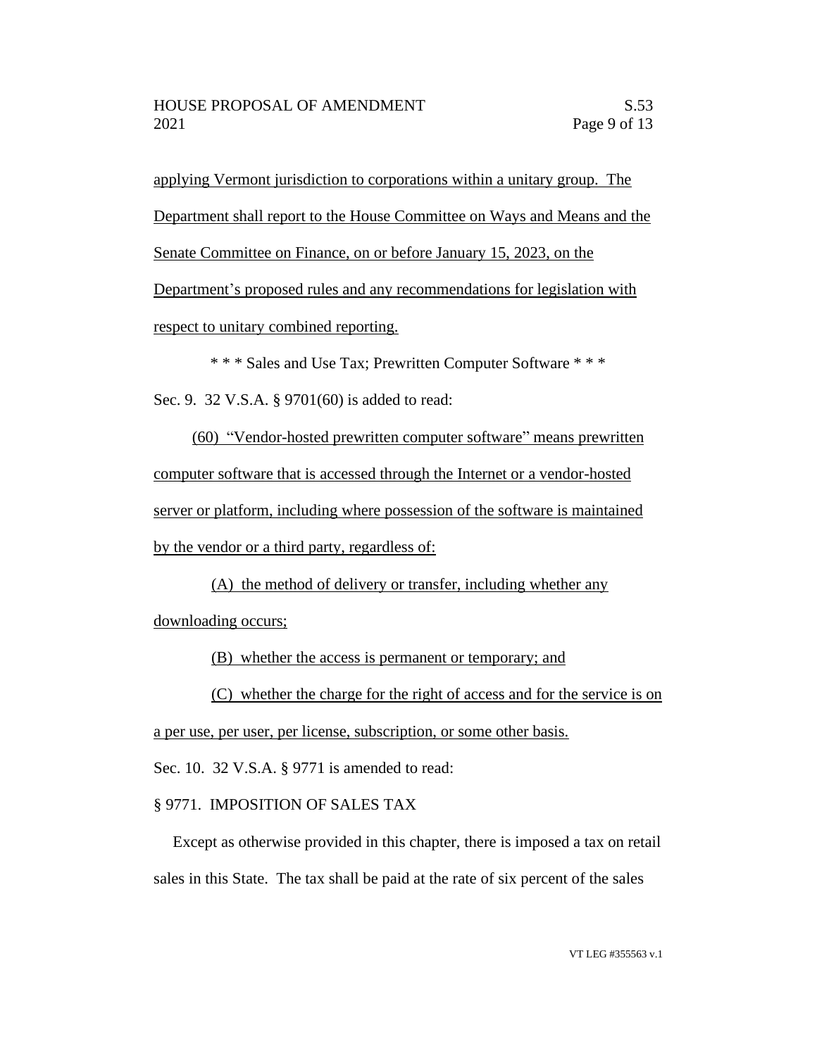applying Vermont jurisdiction to corporations within a unitary group. The Department shall report to the House Committee on Ways and Means and the Senate Committee on Finance, on or before January 15, 2023, on the Department's proposed rules and any recommendations for legislation with respect to unitary combined reporting.

\* \* \* Sales and Use Tax; Prewritten Computer Software \* \* \*

Sec. 9. 32 V.S.A. § 9701(60) is added to read:

(60) "Vendor-hosted prewritten computer software" means prewritten computer software that is accessed through the Internet or a vendor-hosted server or platform, including where possession of the software is maintained by the vendor or a third party, regardless of:

(A) the method of delivery or transfer, including whether any downloading occurs;

(B) whether the access is permanent or temporary; and

(C) whether the charge for the right of access and for the service is on a per use, per user, per license, subscription, or some other basis.

Sec. 10. 32 V.S.A. § 9771 is amended to read:

§ 9771. IMPOSITION OF SALES TAX

Except as otherwise provided in this chapter, there is imposed a tax on retail sales in this State. The tax shall be paid at the rate of six percent of the sales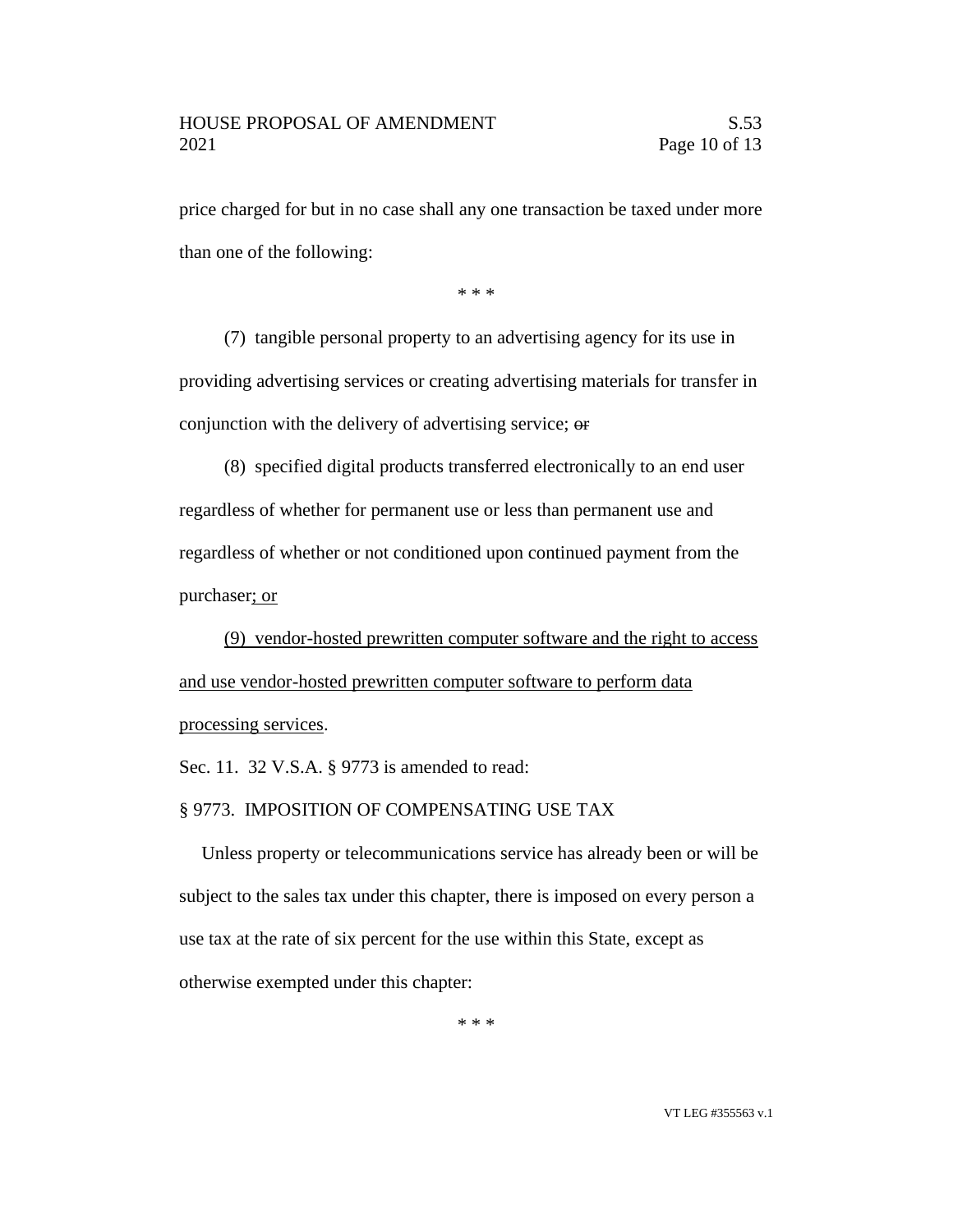price charged for but in no case shall any one transaction be taxed under more than one of the following:

\* \* \*

(7) tangible personal property to an advertising agency for its use in providing advertising services or creating advertising materials for transfer in conjunction with the delivery of advertising service; ~~or~~

(8) specified digital products transferred electronically to an end user regardless of whether for permanent use or less than permanent use and regardless of whether or not conditioned upon continued payment from the purchaser<u>; or</u>

<u>(9) vendor-hosted prewritten computer software and the right to access and use vendor-hosted prewritten computer software to perform data processing services</u>.

Sec. 11. 32 V.S.A. § 9773 is amended to read:

§ 9773. IMPOSITION OF COMPENSATING USE TAX

Unless property or telecommunications service has already been or will be subject to the sales tax under this chapter, there is imposed on every person a use tax at the rate of six percent for the use within this State, except as otherwise exempted under this chapter:

\* \* \*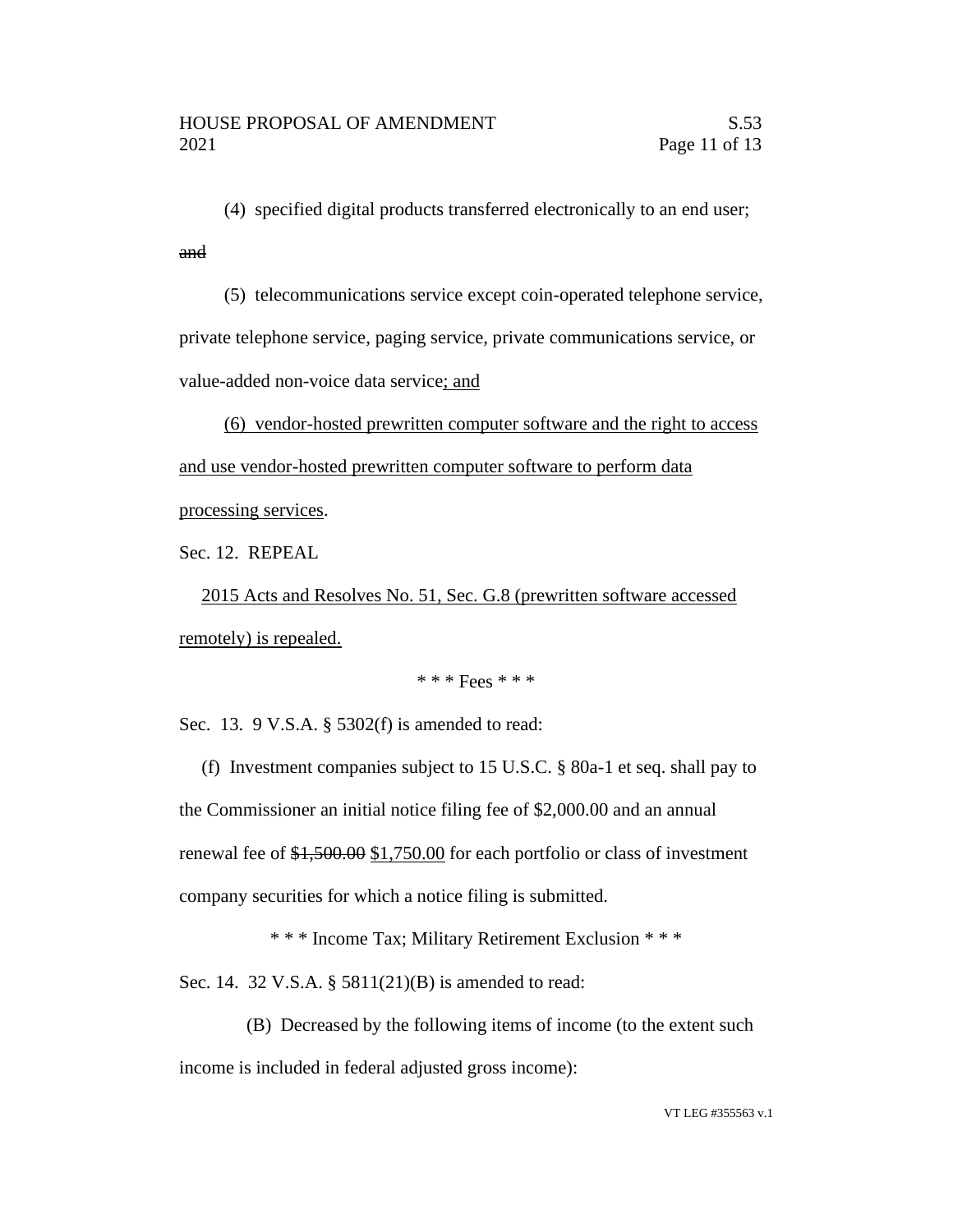(4) specified digital products transferred electronically to an end user; ~~and~~

(5) telecommunications service except coin-operated telephone service, private telephone service, paging service, private communications service, or value-added non-voice data service<u>; and</u>

<u>(6) vendor-hosted prewritten computer software and the right to access and use vendor-hosted prewritten computer software to perform data processing services</u>.

Sec. 12. REPEAL

<u>2015 Acts and Resolves No. 51, Sec. G.8 (prewritten software accessed remotely) is repealed.</u>

\* \* \* Fees \* \* \*

Sec. 13. 9 V.S.A. § 5302(f) is amended to read:

(f) Investment companies subject to 15 U.S.C. § 80a-1 et seq. shall pay to the Commissioner an initial notice filing fee of $2,000.00 and an annual renewal fee of ~~$1,500.00~~ <u>$1,750.00</u> for each portfolio or class of investment company securities for which a notice filing is submitted.

\* \* \* Income Tax; Military Retirement Exclusion \* \* \*

Sec. 14. 32 V.S.A. § 5811(21)(B) is amended to read:

(B) Decreased by the following items of income (to the extent such income is included in federal adjusted gross income):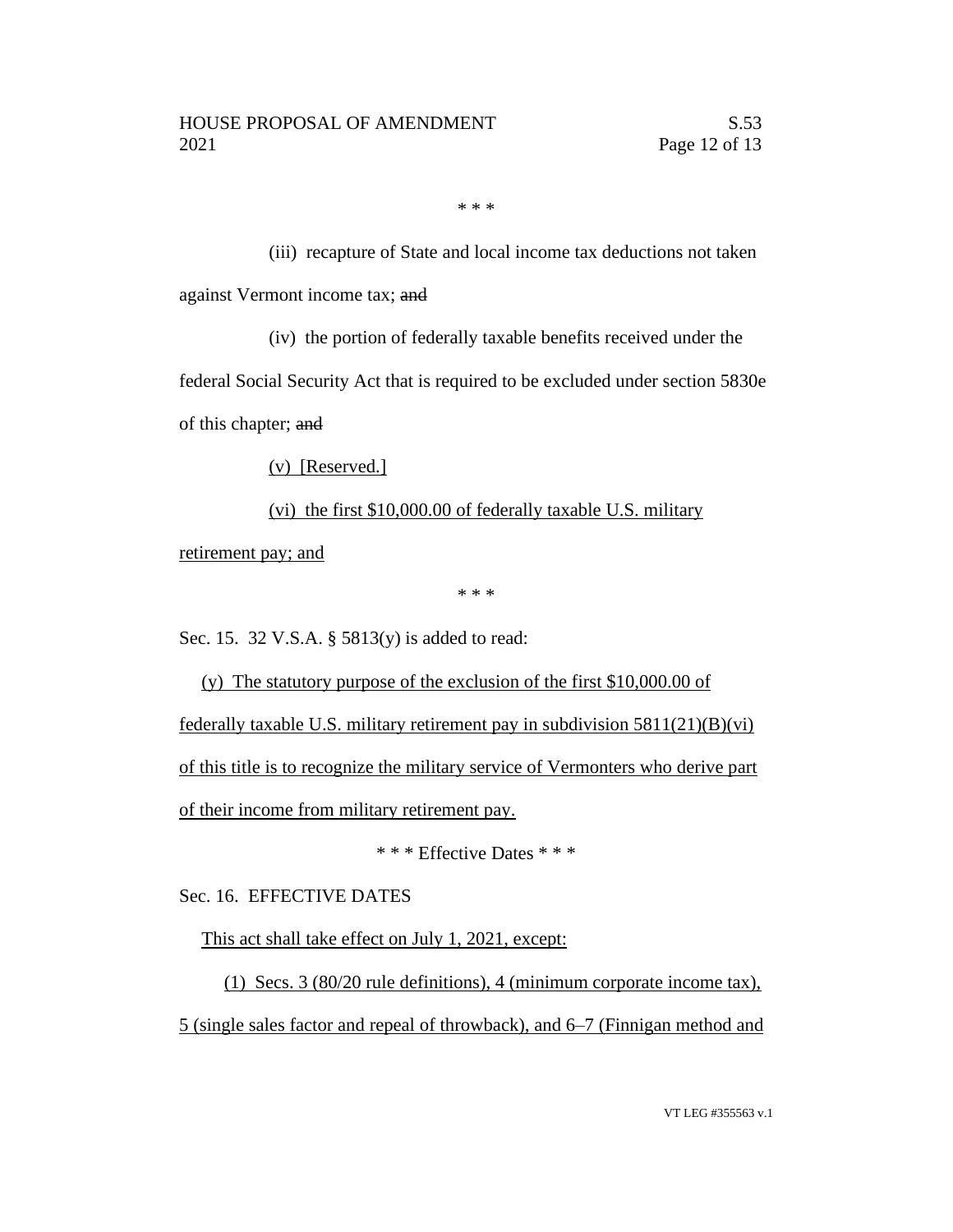\* \* \*

(iii) recapture of State and local income tax deductions not taken against Vermont income tax; ~~and~~

(iv) the portion of federally taxable benefits received under the federal Social Security Act that is required to be excluded under section 5830e of this chapter; ~~and~~

<u>(v) [Reserved.]</u>

<u>(vi) the first $10,000.00 of federally taxable U.S. military retirement pay; and</u>

\* \* \*

Sec. 15. 32 V.S.A. § 5813(y) is added to read:

<u>(y) The statutory purpose of the exclusion of the first $10,000.00 of federally taxable U.S. military retirement pay in subdivision 5811(21)(B)(vi) of this title is to recognize the military service of Vermonters who derive part of their income from military retirement pay.</u>

\* \* \* Effective Dates \* \* \*

Sec. 16. EFFECTIVE DATES

<u>This act shall take effect on July 1, 2021, except:</u>

<u>(1) Secs. 3 (80/20 rule definitions), 4 (minimum corporate income tax), 5 (single sales factor and repeal of throwback), and 6–7 (Finnigan method and</u>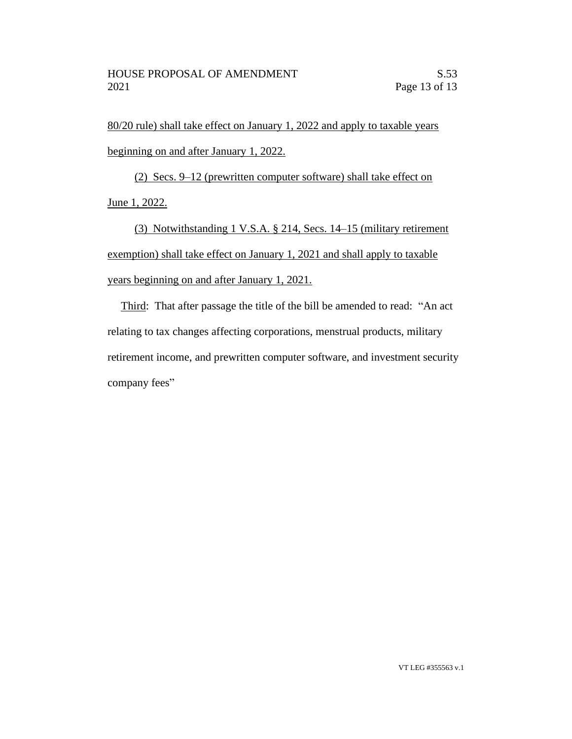80/20 rule) shall take effect on January 1, 2022 and apply to taxable years beginning on and after January 1, 2022.

(2) Secs. 9–12 (prewritten computer software) shall take effect on June 1, 2022.

(3) Notwithstanding 1 V.S.A. § 214, Secs. 14–15 (military retirement exemption) shall take effect on January 1, 2021 and shall apply to taxable years beginning on and after January 1, 2021.

Third: That after passage the title of the bill be amended to read: "An act relating to tax changes affecting corporations, menstrual products, military retirement income, and prewritten computer software, and investment security company fees"